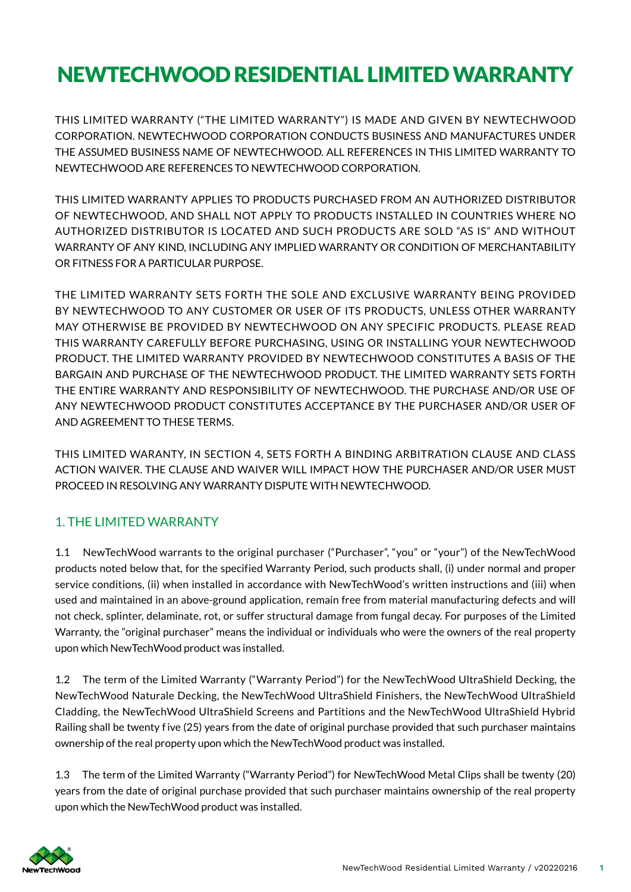# NEWTECHWOOD RESIDENTIAL LIMITED WARRANTY

THIS LIMITED WARRANTY ("THE LIMITED WARRANTY") IS MADE AND GIVEN BY NEWTECHWOOD CORPORATION. NEWTECHWOOD CORPORATION CONDUCTS BUSINESS AND MANUFACTURES UNDER THE ASSUMED BUSINESS NAME OF NEWTECHWOOD. ALL REFERENCES IN THIS LIMITED WARRANTY TO NEWTECHWOOD ARE REFERENCES TO NEWTECHWOOD CORPORATION.

THIS LIMITED WARRANTY APPLIES TO PRODUCTS PURCHASED FROM AN AUTHORIZED DISTRIBUTOR OF NEWTECHWOOD, AND SHALL NOT APPLY TO PRODUCTS INSTALLED IN COUNTRIES WHERE NO AUTHORIZED DISTRIBUTOR IS LOCATED AND SUCH PRODUCTS ARE SOLD "AS IS" AND WITHOUT WARRANTY OF ANY KIND, INCLUDING ANY IMPLIED WARRANTY OR CONDITION OF MERCHANTABILITY OR FITNESS FOR A PARTICULAR PURPOSE.

THE LIMITED WARRANTY SETS FORTH THE SOLE AND EXCLUSIVE WARRANTY BEING PROVIDED BY NEWTECHWOOD TO ANY CUSTOMER OR USER OF ITS PRODUCTS, UNLESS OTHER WARRANTY MAY OTHERWISE BE PROVIDED BY NEWTECHWOOD ON ANY SPECIFIC PRODUCTS. PLEASE READ THIS WARRANTY CAREFULLY BEFORE PURCHASING, USING OR INSTALLING YOUR NEWTECHWOOD PRODUCT. THE LIMITED WARRANTY PROVIDED BY NEWTECHWOOD CONSTITUTES A BASIS OF THE BARGAIN AND PURCHASE OF THE NEWTECHWOOD PRODUCT. THE LIMITED WARRANTY SETS FORTH THE ENTIRE WARRANTY AND RESPONSIBILITY OF NEWTECHWOOD. THE PURCHASE AND/OR USE OF ANY NEWTECHWOOD PRODUCT CONSTITUTES ACCEPTANCE BY THE PURCHASER AND/OR USER OF AND AGREEMENT TO THESE TERMS.

THIS LIMITED WARANTY, IN SECTION 4, SETS FORTH A BINDING ARBITRATION CLAUSE AND CLASS ACTION WAIVER. THE CLAUSE AND WAIVER WILL IMPACT HOW THE PURCHASER AND/OR USER MUST PROCEED IN RESOLVING ANY WARRANTY DISPUTE WITH NEWTECHWOOD.

## 1. THE LIMITED WARRANTY

1.1 NewTechWood warrants to the original purchaser ("Purchaser", "you" or "your") of the NewTechWood products noted below that, for the specified Warranty Period, such products shall, (i) under normal and proper service conditions, (ii) when installed in accordance with NewTechWood's written instructions and (iii) when used and maintained in an above-ground application, remain free from material manufacturing defects and will not check, splinter, delaminate, rot, or suffer structural damage from fungal decay. For purposes of the Limited Warranty, the "original purchaser" means the individual or individuals who were the owners of the real property upon which NewTechWood product was installed.

1.2 The term of the Limited Warranty ("Warranty Period") for the NewTechWood UltraShield Decking, the NewTechWood Naturale Decking, the NewTechWood UltraShield Finishers, the NewTechWood UltraShield Cladding, the NewTechWood UltraShield Screens and Partitions and the NewTechWood UltraShield Hybrid Railing shall be twenty five (25) years from the date of original purchase provided that such purchaser maintains ownership of the real property upon which the NewTechWood product was installed.

1.3 The term of the Limited Warranty ("Warranty Period") for NewTechWood Metal Clips shall be twenty (20) years from the date of original purchase provided that such purchaser maintains ownership of the real property upon which the NewTechWood product was installed.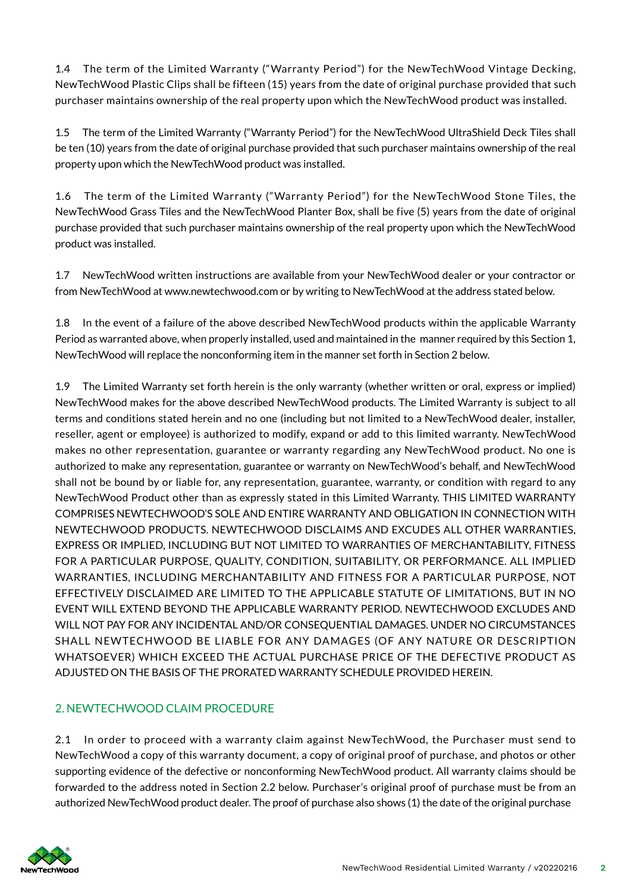1.4 The term of the Limited Warranty ("Warranty Period") for the NewTechWood Vintage Decking, NewTechWood Plastic Clips shall be fifteen (15) years from the date of original purchase provided that such purchaser maintains ownership of the real property upon which the NewTechWood product was installed.

1.5 The term of the Limited Warranty ("Warranty Period") for the NewTechWood UltraShield Deck Tiles shall be ten (10) years from the date of original purchase provided that such purchaser maintains ownership of the real property upon which the NewTechWood product was installed.

1.6 The term of the Limited Warranty ("Warranty Period") for the NewTechWood Stone Tiles, the NewTechWood Grass Tiles and the NewTechWood Planter Box, shall be five (5) years from the date of original purchase provided that such purchaser maintains ownership of the real property upon which the NewTechWood product was installed.

1.7 NewTechWood written instructions are available from your NewTechWood dealer or your contractor or from NewTechWood at www.newtechwood.com or by writing to NewTechWood at the address stated below.

1.8 In the event of a failure of the above described NewTechWood products within the applicable Warranty Period as warranted above, when properly installed, used and maintained in the manner required by this Section 1, NewTechWood will replace the nonconforming item in the manner set forth in Section 2 below.

1.9 The Limited Warranty set forth herein is the only warranty (whether written or oral, express or implied) NewTechWood makes for the above described NewTechWood products. The Limited Warranty is subject to all terms and conditions stated herein and no one (including but not limited to a NewTechWood dealer, installer, reseller, agent or employee) is authorized to modify, expand or add to this limited warranty. NewTechWood makes no other representation, guarantee or warranty regarding any NewTechWood product. No one is authorized to make any representation, guarantee or warranty on NewTechWood's behalf, and NewTechWood shall not be bound by or liable for, any representation, guarantee, warranty, or condition with regard to any NewTechWood Product other than as expressly stated in this Limited Warranty. THIS LIMITED WARRANTY COMPRISES NEWTECHWOOD'S SOLE AND ENTIRE WARRANTY AND OBLIGATION IN CONNECTION WITH NEWTECHWOOD PRODUCTS. NEWTECHWOOD DISCLAIMS AND EXCUDES ALL OTHER WARRANTIES, EXPRESS OR IMPLIED, INCLUDING BUT NOT LIMITED TO WARRANTIES OF MERCHANTABILITY, FITNESS FOR A PARTICULAR PURPOSE, QUALITY, CONDITION, SUITABILITY, OR PERFORMANCE. ALL IMPLIED WARRANTIES, INCLUDING MERCHANTABILITY AND FITNESS FOR A PARTICULAR PURPOSE, NOT EFFECTIVELY DISCLAIMED ARE LIMITED TO THE APPLICABLE STATUTE OF LIMITATIONS, BUT IN NO EVENT WILL EXTEND BEYOND THE APPLICABLE WARRANTY PERIOD. NEWTECHWOOD EXCLUDES AND WILL NOT PAY FOR ANY INCIDENTAL AND/OR CONSEQUENTIAL DAMAGES. UNDER NO CIRCUMSTANCES SHALL NEWTECHWOOD BE LIABLE FOR ANY DAMAGES (OF ANY NATURE OR DESCRIPTION WHATSOEVER) WHICH EXCEED THE ACTUAL PURCHASE PRICE OF THE DEFECTIVE PRODUCT AS ADJUSTED ON THE BASIS OF THE PRORATED WARRANTY SCHEDULE PROVIDED HEREIN.

## 2. NEWTECHWOOD CLAIM PROCEDURE

2.1 In order to proceed with a warranty claim against NewTechWood, the Purchaser must send to NewTechWood a copy of this warranty document, a copy of original proof of purchase, and photos or other supporting evidence of the defective or nonconforming NewTechWood product. All warranty claims should be forwarded to the address noted in Section 2.2 below. Purchaser's original proof of purchase must be from an authorized NewTechWood product dealer. The proof of purchase also shows (1) the date of the original purchase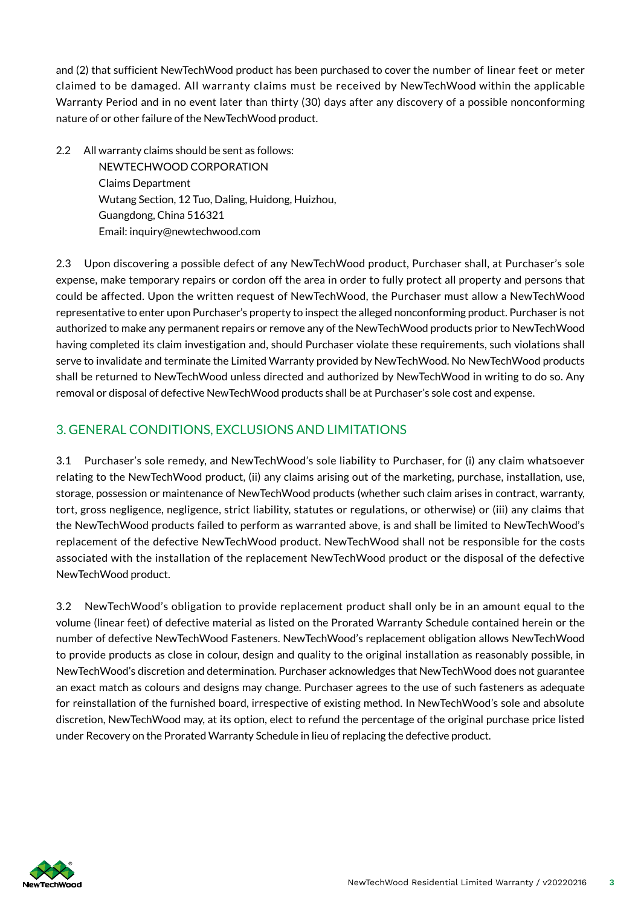and (2) that sufficient NewTechWood product has been purchased to cover the number of linear feet or meter claimed to be damaged. All warranty claims must be received by NewTechWood within the applicable Warranty Period and in no event later than thirty (30) days after any discovery of a possible nonconforming nature of or other failure of the NewTechWood product.

2.2 All warranty claims should be sent as follows:

NEWTECHWOOD CORPORATION
Claims Department
Wutang Section, 12 Tuo, Daling, Huidong, Huizhou,
Guangdong, China 516321
Email: inquiry@newtechwood.com

2.3 Upon discovering a possible defect of any NewTechWood product, Purchaser shall, at Purchaser's sole expense, make temporary repairs or cordon off the area in order to fully protect all property and persons that could be affected. Upon the written request of NewTechWood, the Purchaser must allow a NewTechWood representative to enter upon Purchaser's property to inspect the alleged nonconforming product. Purchaser is not authorized to make any permanent repairs or remove any of the NewTechWood products prior to NewTechWood having completed its claim investigation and, should Purchaser violate these requirements, such violations shall serve to invalidate and terminate the Limited Warranty provided by NewTechWood. No NewTechWood products shall be returned to NewTechWood unless directed and authorized by NewTechWood in writing to do so. Any removal or disposal of defective NewTechWood products shall be at Purchaser's sole cost and expense.

## 3. GENERAL CONDITIONS, EXCLUSIONS AND LIMITATIONS

3.1 Purchaser's sole remedy, and NewTechWood's sole liability to Purchaser, for (i) any claim whatsoever relating to the NewTechWood product, (ii) any claims arising out of the marketing, purchase, installation, use, storage, possession or maintenance of NewTechWood products (whether such claim arises in contract, warranty, tort, gross negligence, negligence, strict liability, statutes or regulations, or otherwise) or (iii) any claims that the NewTechWood products failed to perform as warranted above, is and shall be limited to NewTechWood's replacement of the defective NewTechWood product. NewTechWood shall not be responsible for the costs associated with the installation of the replacement NewTechWood product or the disposal of the defective NewTechWood product.

3.2 NewTechWood's obligation to provide replacement product shall only be in an amount equal to the volume (linear feet) of defective material as listed on the Prorated Warranty Schedule contained herein or the number of defective NewTechWood Fasteners. NewTechWood's replacement obligation allows NewTechWood to provide products as close in colour, design and quality to the original installation as reasonably possible, in NewTechWood's discretion and determination. Purchaser acknowledges that NewTechWood does not guarantee an exact match as colours and designs may change. Purchaser agrees to the use of such fasteners as adequate for reinstallation of the furnished board, irrespective of existing method. In NewTechWood's sole and absolute discretion, NewTechWood may, at its option, elect to refund the percentage of the original purchase price listed under Recovery on the Prorated Warranty Schedule in lieu of replacing the defective product.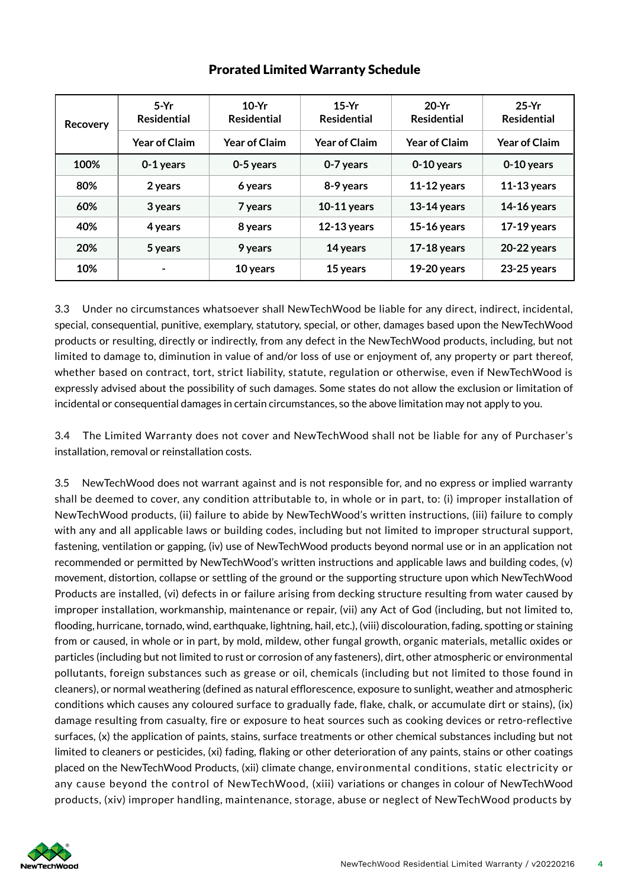## Prorated Limited Warranty Schedule

| Recovery | 5-Yr Residential | 10-Yr Residential | 15-Yr Residential | 20-Yr Residential | 25-Yr Residential |
|---|---|---|---|---|---|
| | Year of Claim | Year of Claim | Year of Claim | Year of Claim | Year of Claim |
| 100% | 0-1 years | 0-5 years | 0-7 years | 0-10 years | 0-10 years |
| 80% | 2 years | 6 years | 8-9 years | 11-12 years | 11-13 years |
| 60% | 3 years | 7 years | 10-11 years | 13-14 years | 14-16 years |
| 40% | 4 years | 8 years | 12-13 years | 15-16 years | 17-19 years |
| 20% | 5 years | 9 years | 14 years | 17-18 years | 20-22 years |
| 10% | - | 10 years | 15 years | 19-20 years | 23-25 years |

3.3 Under no circumstances whatsoever shall NewTechWood be liable for any direct, indirect, incidental, special, consequential, punitive, exemplary, statutory, special, or other, damages based upon the NewTechWood products or resulting, directly or indirectly, from any defect in the NewTechWood products, including, but not limited to damage to, diminution in value of and/or loss of use or enjoyment of, any property or part thereof, whether based on contract, tort, strict liability, statute, regulation or otherwise, even if NewTechWood is expressly advised about the possibility of such damages. Some states do not allow the exclusion or limitation of incidental or consequential damages in certain circumstances, so the above limitation may not apply to you.

3.4 The Limited Warranty does not cover and NewTechWood shall not be liable for any of Purchaser's installation, removal or reinstallation costs.

3.5 NewTechWood does not warrant against and is not responsible for, and no express or implied warranty shall be deemed to cover, any condition attributable to, in whole or in part, to: (i) improper installation of NewTechWood products, (ii) failure to abide by NewTechWood's written instructions, (iii) failure to comply with any and all applicable laws or building codes, including but not limited to improper structural support, fastening, ventilation or gapping, (iv) use of NewTechWood products beyond normal use or in an application not recommended or permitted by NewTechWood's written instructions and applicable laws and building codes, (v) movement, distortion, collapse or settling of the ground or the supporting structure upon which NewTechWood Products are installed, (vi) defects in or failure arising from decking structure resulting from water caused by improper installation, workmanship, maintenance or repair, (vii) any Act of God (including, but not limited to, flooding, hurricane, tornado, wind, earthquake, lightning, hail, etc.), (viii) discolouration, fading, spotting or staining from or caused, in whole or in part, by mold, mildew, other fungal growth, organic materials, metallic oxides or particles (including but not limited to rust or corrosion of any fasteners), dirt, other atmospheric or environmental pollutants, foreign substances such as grease or oil, chemicals (including but not limited to those found in cleaners), or normal weathering (defined as natural efflorescence, exposure to sunlight, weather and atmospheric conditions which causes any coloured surface to gradually fade, flake, chalk, or accumulate dirt or stains), (ix) damage resulting from casualty, fire or exposure to heat sources such as cooking devices or retro-reflective surfaces, (x) the application of paints, stains, surface treatments or other chemical substances including but not limited to cleaners or pesticides, (xi) fading, flaking or other deterioration of any paints, stains or other coatings placed on the NewTechWood Products, (xii) climate change, environmental conditions, static electricity or any cause beyond the control of NewTechWood, (xiii) variations or changes in colour of NewTechWood products, (xiv) improper handling, maintenance, storage, abuse or neglect of NewTechWood products by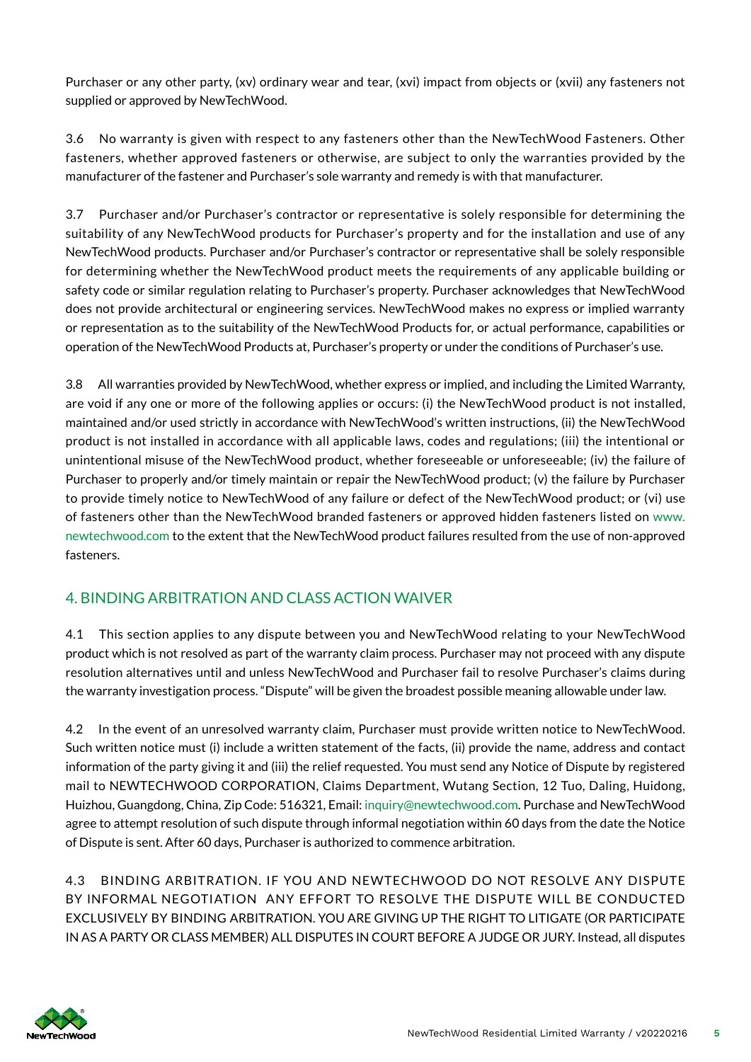Purchaser or any other party, (xv) ordinary wear and tear, (xvi) impact from objects or (xvii) any fasteners not supplied or approved by NewTechWood.

3.6 No warranty is given with respect to any fasteners other than the NewTechWood Fasteners. Other fasteners, whether approved fasteners or otherwise, are subject to only the warranties provided by the manufacturer of the fastener and Purchaser's sole warranty and remedy is with that manufacturer.

3.7 Purchaser and/or Purchaser's contractor or representative is solely responsible for determining the suitability of any NewTechWood products for Purchaser's property and for the installation and use of any NewTechWood products. Purchaser and/or Purchaser's contractor or representative shall be solely responsible for determining whether the NewTechWood product meets the requirements of any applicable building or safety code or similar regulation relating to Purchaser's property. Purchaser acknowledges that NewTechWood does not provide architectural or engineering services. NewTechWood makes no express or implied warranty or representation as to the suitability of the NewTechWood Products for, or actual performance, capabilities or operation of the NewTechWood Products at, Purchaser's property or under the conditions of Purchaser's use.

3.8 All warranties provided by NewTechWood, whether express or implied, and including the Limited Warranty, are void if any one or more of the following applies or occurs: (i) the NewTechWood product is not installed, maintained and/or used strictly in accordance with NewTechWood's written instructions, (ii) the NewTechWood product is not installed in accordance with all applicable laws, codes and regulations; (iii) the intentional or unintentional misuse of the NewTechWood product, whether foreseeable or unforeseeable; (iv) the failure of Purchaser to properly and/or timely maintain or repair the NewTechWood product; (v) the failure by Purchaser to provide timely notice to NewTechWood of any failure or defect of the NewTechWood product; or (vi) use of fasteners other than the NewTechWood branded fasteners or approved hidden fasteners listed on www.newtechwood.com to the extent that the NewTechWood product failures resulted from the use of non-approved fasteners.

## 4. BINDING ARBITRATION AND CLASS ACTION WAIVER

4.1 This section applies to any dispute between you and NewTechWood relating to your NewTechWood product which is not resolved as part of the warranty claim process. Purchaser may not proceed with any dispute resolution alternatives until and unless NewTechWood and Purchaser fail to resolve Purchaser's claims during the warranty investigation process. "Dispute" will be given the broadest possible meaning allowable under law.

4.2 In the event of an unresolved warranty claim, Purchaser must provide written notice to NewTechWood. Such written notice must (i) include a written statement of the facts, (ii) provide the name, address and contact information of the party giving it and (iii) the relief requested. You must send any Notice of Dispute by registered mail to NEWTECHWOOD CORPORATION, Claims Department, Wutang Section, 12 Tuo, Daling, Huidong, Huizhou, Guangdong, China, Zip Code: 516321, Email: inquiry@newtechwood.com. Purchase and NewTechWood agree to attempt resolution of such dispute through informal negotiation within 60 days from the date the Notice of Dispute is sent. After 60 days, Purchaser is authorized to commence arbitration.

4.3 BINDING ARBITRATION. IF YOU AND NEWTECHWOOD DO NOT RESOLVE ANY DISPUTE BY INFORMAL NEGOTIATION ANY EFFORT TO RESOLVE THE DISPUTE WILL BE CONDUCTED EXCLUSIVELY BY BINDING ARBITRATION. YOU ARE GIVING UP THE RIGHT TO LITIGATE (OR PARTICIPATE IN AS A PARTY OR CLASS MEMBER) ALL DISPUTES IN COURT BEFORE A JUDGE OR JURY. Instead, all disputes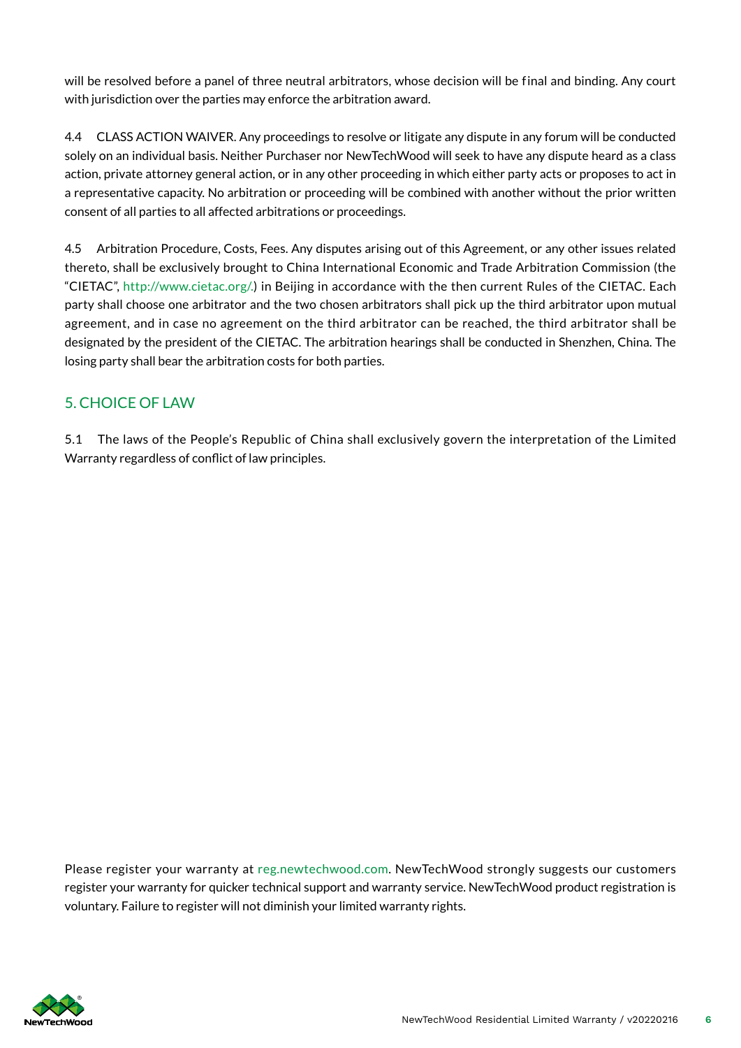will be resolved before a panel of three neutral arbitrators, whose decision will be final and binding. Any court with jurisdiction over the parties may enforce the arbitration award.

4.4 CLASS ACTION WAIVER. Any proceedings to resolve or litigate any dispute in any forum will be conducted solely on an individual basis. Neither Purchaser nor NewTechWood will seek to have any dispute heard as a class action, private attorney general action, or in any other proceeding in which either party acts or proposes to act in a representative capacity. No arbitration or proceeding will be combined with another without the prior written consent of all parties to all affected arbitrations or proceedings.

4.5 Arbitration Procedure, Costs, Fees. Any disputes arising out of this Agreement, or any other issues related thereto, shall be exclusively brought to China International Economic and Trade Arbitration Commission (the "CIETAC", http://www.cietac.org/.) in Beijing in accordance with the then current Rules of the CIETAC. Each party shall choose one arbitrator and the two chosen arbitrators shall pick up the third arbitrator upon mutual agreement, and in case no agreement on the third arbitrator can be reached, the third arbitrator shall be designated by the president of the CIETAC. The arbitration hearings shall be conducted in Shenzhen, China. The losing party shall bear the arbitration costs for both parties.

## 5. CHOICE OF LAW

5.1 The laws of the People's Republic of China shall exclusively govern the interpretation of the Limited Warranty regardless of conflict of law principles.

Please register your warranty at reg.newtechwood.com. NewTechWood strongly suggests our customers register your warranty for quicker technical support and warranty service. NewTechWood product registration is voluntary. Failure to register will not diminish your limited warranty rights.